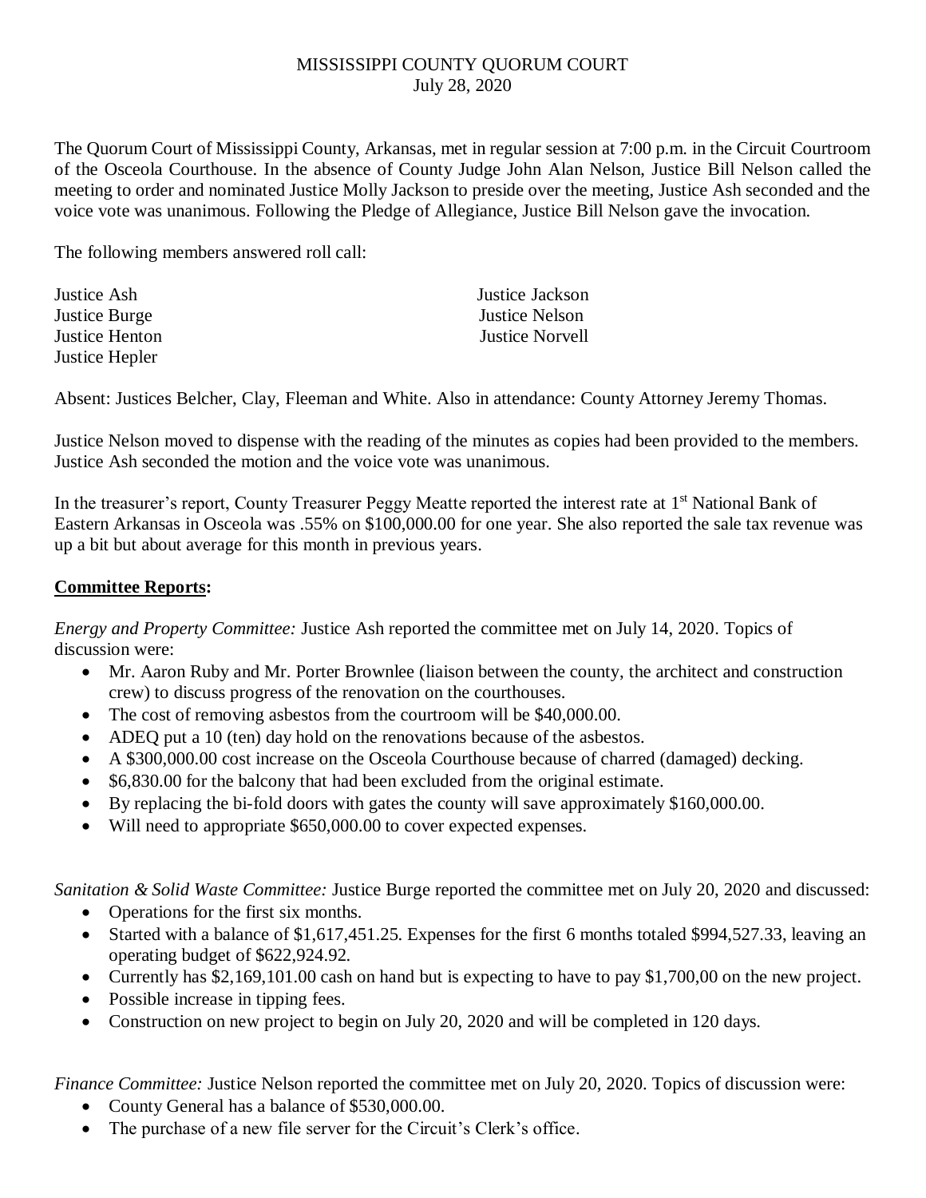MISSISSIPPI COUNTY QUORUM COURT
July 28, 2020

The Quorum Court of Mississippi County, Arkansas, met in regular session at 7:00 p.m. in the Circuit Courtroom of the Osceola Courthouse. In the absence of County Judge John Alan Nelson, Justice Bill Nelson called the meeting to order and nominated Justice Molly Jackson to preside over the meeting, Justice Ash seconded and the voice vote was unanimous. Following the Pledge of Allegiance, Justice Bill Nelson gave the invocation.

The following members answered roll call:

Justice Ash
Justice Burge
Justice Henton
Justice Hepler
Justice Jackson
Justice Nelson
Justice Norvell

Absent: Justices Belcher, Clay, Fleeman and White. Also in attendance: County Attorney Jeremy Thomas.

Justice Nelson moved to dispense with the reading of the minutes as copies had been provided to the members. Justice Ash seconded the motion and the voice vote was unanimous.

In the treasurer's report, County Treasurer Peggy Meatte reported the interest rate at 1st National Bank of Eastern Arkansas in Osceola was .55% on $100,000.00 for one year. She also reported the sale tax revenue was up a bit but about average for this month in previous years.

**Committee Reports:**

*Energy and Property Committee:* Justice Ash reported the committee met on July 14, 2020. Topics of discussion were:

- Mr. Aaron Ruby and Mr. Porter Brownlee (liaison between the county, the architect and construction crew) to discuss progress of the renovation on the courthouses.
- The cost of removing asbestos from the courtroom will be $40,000.00.
- ADEQ put a 10 (ten) day hold on the renovations because of the asbestos.
- A $300,000.00 cost increase on the Osceola Courthouse because of charred (damaged) decking.
- $6,830.00 for the balcony that had been excluded from the original estimate.
- By replacing the bi-fold doors with gates the county will save approximately $160,000.00.
- Will need to appropriate $650,000.00 to cover expected expenses.

*Sanitation & Solid Waste Committee:* Justice Burge reported the committee met on July 20, 2020 and discussed:

- Operations for the first six months.
- Started with a balance of $1,617,451.25. Expenses for the first 6 months totaled $994,527.33, leaving an operating budget of $622,924.92.
- Currently has $2,169,101.00 cash on hand but is expecting to have to pay $1,700,00 on the new project.
- Possible increase in tipping fees.
- Construction on new project to begin on July 20, 2020 and will be completed in 120 days.

*Finance Committee:* Justice Nelson reported the committee met on July 20, 2020. Topics of discussion were:

- County General has a balance of $530,000.00.
- The purchase of a new file server for the Circuit's Clerk's office.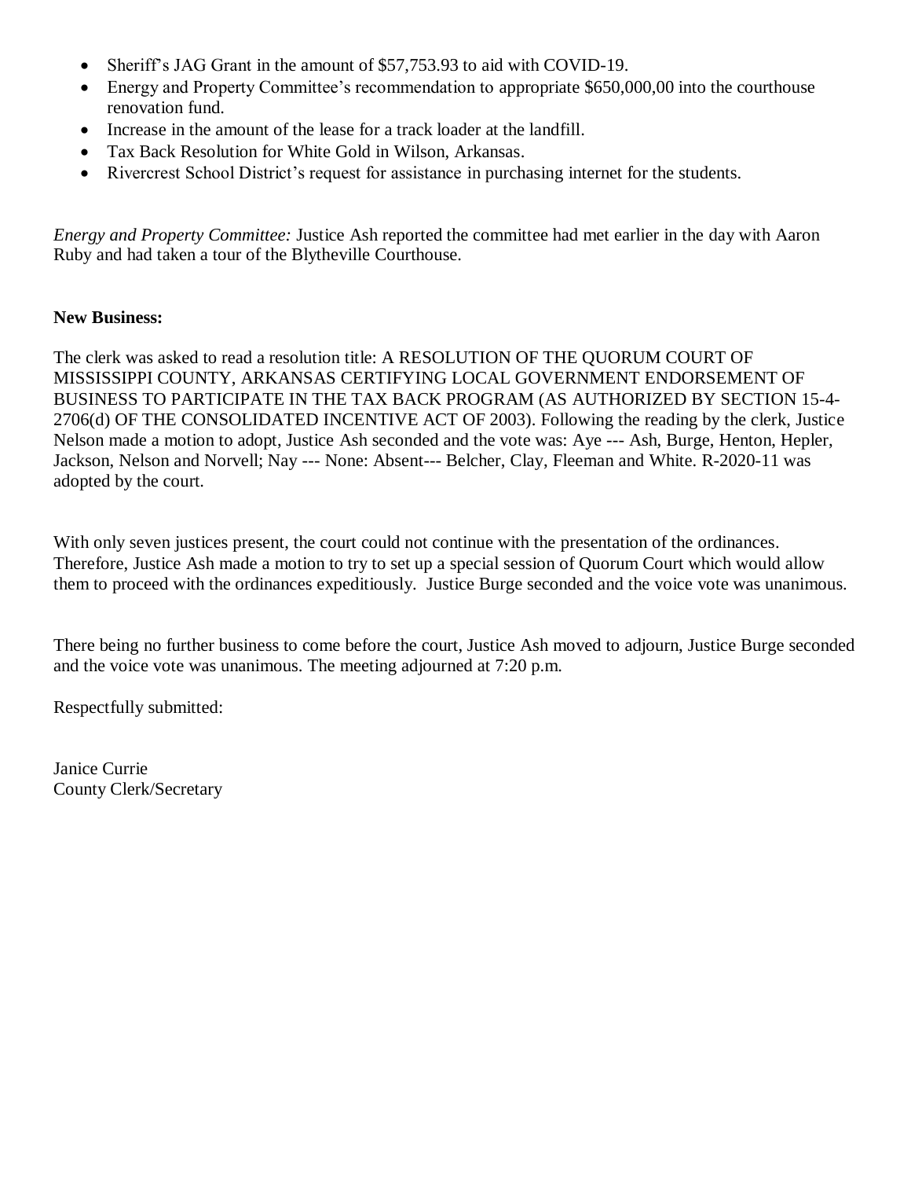- Sheriff's JAG Grant in the amount of $57,753.93 to aid with COVID-19.
- Energy and Property Committee's recommendation to appropriate $650,000,00 into the courthouse renovation fund.
- Increase in the amount of the lease for a track loader at the landfill.
- Tax Back Resolution for White Gold in Wilson, Arkansas.
- Rivercrest School District's request for assistance in purchasing internet for the students.

*Energy and Property Committee:* Justice Ash reported the committee had met earlier in the day with Aaron Ruby and had taken a tour of the Blytheville Courthouse.

**New Business:**

The clerk was asked to read a resolution title: A RESOLUTION OF THE QUORUM COURT OF MISSISSIPPI COUNTY, ARKANSAS CERTIFYING LOCAL GOVERNMENT ENDORSEMENT OF BUSINESS TO PARTICIPATE IN THE TAX BACK PROGRAM (AS AUTHORIZED BY SECTION 15-4-2706(d) OF THE CONSOLIDATED INCENTIVE ACT OF 2003). Following the reading by the clerk, Justice Nelson made a motion to adopt, Justice Ash seconded and the vote was: Aye --- Ash, Burge, Henton, Hepler, Jackson, Nelson and Norvell; Nay --- None: Absent--- Belcher, Clay, Fleeman and White. R-2020-11 was adopted by the court.

With only seven justices present, the court could not continue with the presentation of the ordinances. Therefore, Justice Ash made a motion to try to set up a special session of Quorum Court which would allow them to proceed with the ordinances expeditiously. Justice Burge seconded and the voice vote was unanimous.

There being no further business to come before the court, Justice Ash moved to adjourn, Justice Burge seconded and the voice vote was unanimous. The meeting adjourned at 7:20 p.m.

Respectfully submitted:

Janice Currie
County Clerk/Secretary